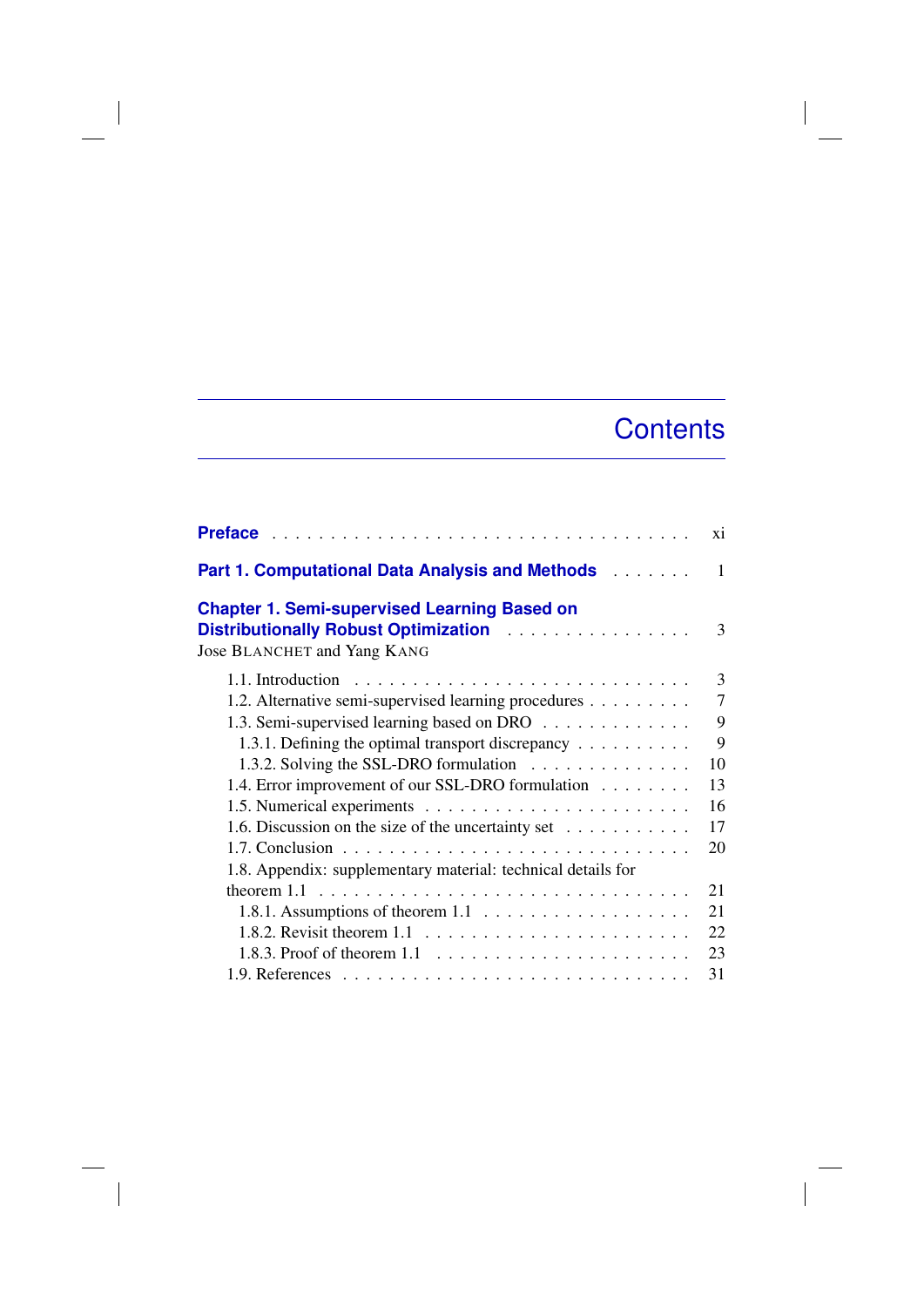# Contents

**Preface** . . . . . . . . . . . . . . . . . . . . . . . . . . . . . . . . . . . xi

**Part 1. Computational Data Analysis and Methods** . . . . . . . 1

**Chapter 1. Semi-supervised Learning Based on Distributionally Robust Optimization** . . . . . . . . . . . . . . . . 3
Jose BLANCHET and Yang KANG

- 1.1. Introduction . . . . . . . . . . . . . . . . . . . . . . . . . . . . 3
- 1.2. Alternative semi-supervised learning procedures . . . . . . . . . 7
- 1.3. Semi-supervised learning based on DRO . . . . . . . . . . . . . 9
  - 1.3.1. Defining the optimal transport discrepancy . . . . . . . . . . 9
  - 1.3.2. Solving the SSL-DRO formulation . . . . . . . . . . . . . . 10
- 1.4. Error improvement of our SSL-DRO formulation . . . . . . . . 13
- 1.5. Numerical experiments . . . . . . . . . . . . . . . . . . . . . . 16
- 1.6. Discussion on the size of the uncertainty set . . . . . . . . . . . 17
- 1.7. Conclusion . . . . . . . . . . . . . . . . . . . . . . . . . . . . 20
- 1.8. Appendix: supplementary material: technical details for theorem 1.1 . . . . . . . . . . . . . . . . . . . . . . . . . . . . . . 21
  - 1.8.1. Assumptions of theorem 1.1 . . . . . . . . . . . . . . . . . 21
  - 1.8.2. Revisit theorem 1.1 . . . . . . . . . . . . . . . . . . . . . . 22
  - 1.8.3. Proof of theorem 1.1 . . . . . . . . . . . . . . . . . . . . . 23
- 1.9. References . . . . . . . . . . . . . . . . . . . . . . . . . . . . 31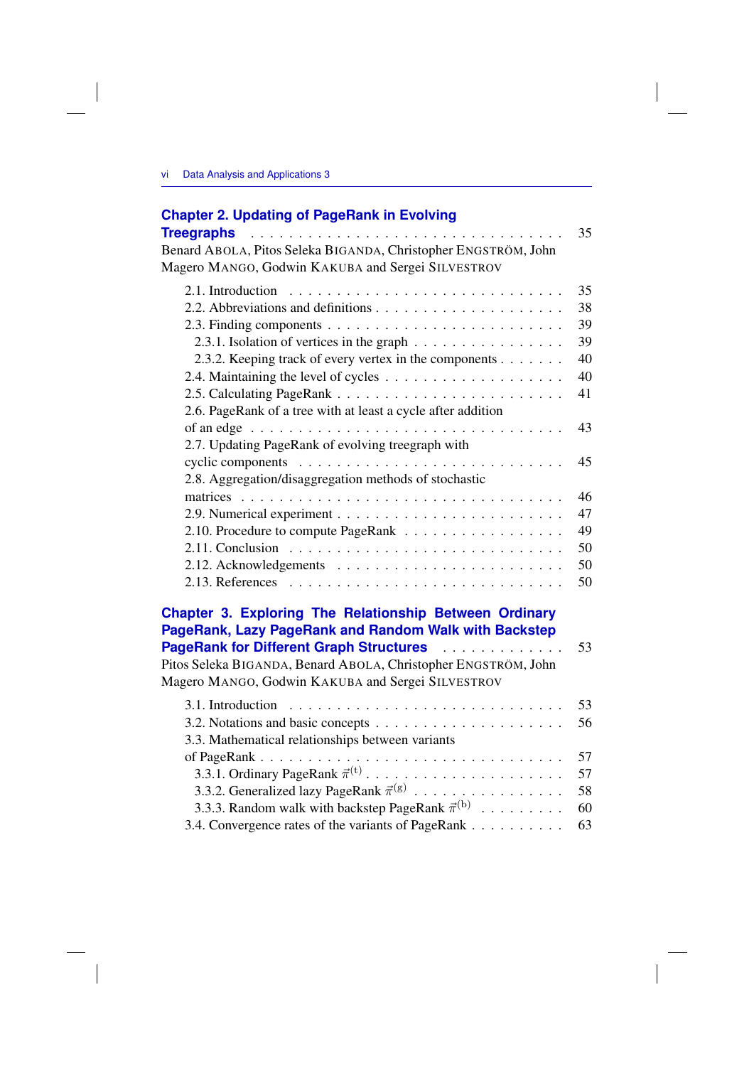**Chapter 2. Updating of PageRank in Evolving Treegraphs** . . . 35
Benard ABOLA, Pitos Seleka BIGANDA, Christopher ENGSTRÖM, John Magero MANGO, Godwin KAKUBA and Sergei SILVESTROV

- 2.1. Introduction . . . 35
- 2.2. Abbreviations and definitions . . . 38
- 2.3. Finding components . . . 39
  - 2.3.1. Isolation of vertices in the graph . . . 39
  - 2.3.2. Keeping track of every vertex in the components . . . 40
- 2.4. Maintaining the level of cycles . . . 40
- 2.5. Calculating PageRank . . . 41
- 2.6. PageRank of a tree with at least a cycle after addition of an edge . . . 43
- 2.7. Updating PageRank of evolving treegraph with cyclic components . . . 45
- 2.8. Aggregation/disaggregation methods of stochastic matrices . . . 46
- 2.9. Numerical experiment . . . 47
- 2.10. Procedure to compute PageRank . . . 49
- 2.11. Conclusion . . . 50
- 2.12. Acknowledgements . . . 50
- 2.13. References . . . 50

**Chapter 3. Exploring The Relationship Between Ordinary PageRank, Lazy PageRank and Random Walk with Backstep PageRank for Different Graph Structures** . . . 53
Pitos Seleka BIGANDA, Benard ABOLA, Christopher ENGSTRÖM, John Magero MANGO, Godwin KAKUBA and Sergei SILVESTROV

- 3.1. Introduction . . . 53
- 3.2. Notations and basic concepts . . . 56
- 3.3. Mathematical relationships between variants of PageRank . . . 57
  - 3.3.1. Ordinary PageRank $\vec{\pi}^{(t)}$ . . . 57
  - 3.3.2. Generalized lazy PageRank $\vec{\pi}^{(g)}$ . . . 58
  - 3.3.3. Random walk with backstep PageRank $\vec{\pi}^{(b)}$ . . . 60
- 3.4. Convergence rates of the variants of PageRank . . . 63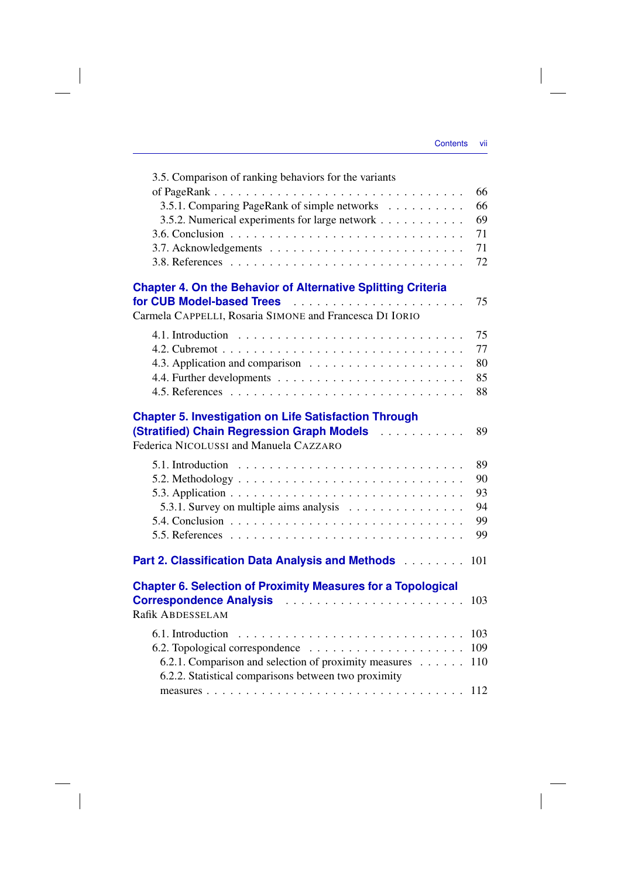3.5. Comparison of ranking behaviors for the variants of PageRank . . . . . . . . . . . . . . . . . . . . . . . . . . . . . . 66

3.5.1. Comparing PageRank of simple networks . . . . . . . . . . 66

3.5.2. Numerical experiments for large network . . . . . . . . . . 69

3.6. Conclusion . . . . . . . . . . . . . . . . . . . . . . . . . . . 71

3.7. Acknowledgements . . . . . . . . . . . . . . . . . . . . . . . 71

3.8. References . . . . . . . . . . . . . . . . . . . . . . . . . . . 72

**Chapter 4. On the Behavior of Alternative Splitting Criteria for CUB Model-based Trees** . . . . . . . . . . . . . . . . . . . . 75

Carmela CAPPELLI, Rosaria SIMONE and Francesca DI IORIO

4.1. Introduction . . . . . . . . . . . . . . . . . . . . . . . . . . 75

4.2. Cubremot . . . . . . . . . . . . . . . . . . . . . . . . . . . . 77

4.3. Application and comparison . . . . . . . . . . . . . . . . . . 80

4.4. Further developments . . . . . . . . . . . . . . . . . . . . . 85

4.5. References . . . . . . . . . . . . . . . . . . . . . . . . . . . 88

**Chapter 5. Investigation on Life Satisfaction Through (Stratified) Chain Regression Graph Models** . . . . . . . . . . . 89

Federica NICOLUSSI and Manuela CAZZARO

5.1. Introduction . . . . . . . . . . . . . . . . . . . . . . . . . . 89

5.2. Methodology . . . . . . . . . . . . . . . . . . . . . . . . . . 90

5.3. Application . . . . . . . . . . . . . . . . . . . . . . . . . . . 93

5.3.1. Survey on multiple aims analysis . . . . . . . . . . . . . . 94

5.4. Conclusion . . . . . . . . . . . . . . . . . . . . . . . . . . . 99

5.5. References . . . . . . . . . . . . . . . . . . . . . . . . . . . 99

**Part 2. Classification Data Analysis and Methods** . . . . . . . . 101

**Chapter 6. Selection of Proximity Measures for a Topological Correspondence Analysis** . . . . . . . . . . . . . . . . . . . . . 103

Rafik ABDESSELAM

6.1. Introduction . . . . . . . . . . . . . . . . . . . . . . . . . . 103

6.2. Topological correspondence . . . . . . . . . . . . . . . . . . 109

6.2.1. Comparison and selection of proximity measures . . . . . . 110

6.2.2. Statistical comparisons between two proximity measures . . . . . . . . . . . . . . . . . . . . . . . . . . . . . . 112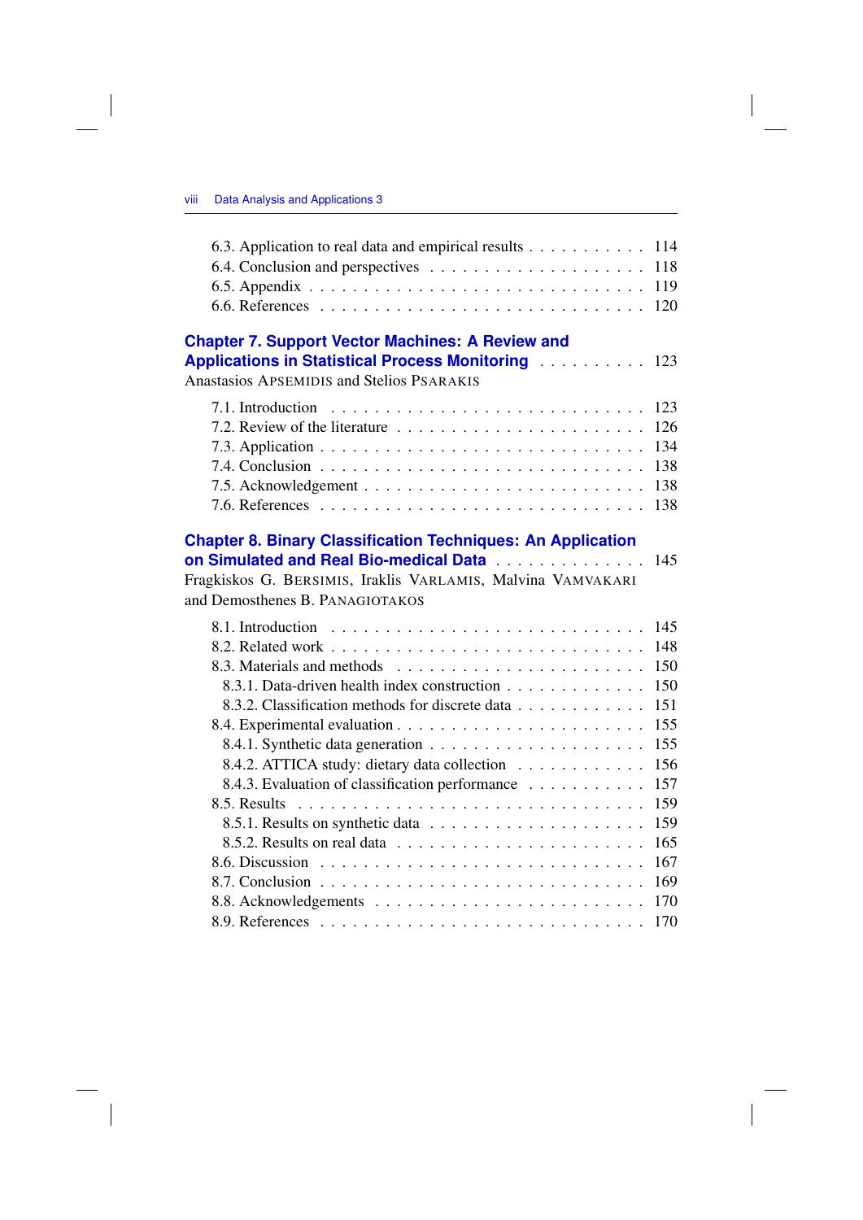6.3. Application to real data and empirical results . . . . . . . . . . . 114
6.4. Conclusion and perspectives . . . . . . . . . . . . . . . . . . . . 118
6.5. Appendix . . . . . . . . . . . . . . . . . . . . . . . . . . . . . 119
6.6. References . . . . . . . . . . . . . . . . . . . . . . . . . . . . 120

**Chapter 7. Support Vector Machines: A Review and Applications in Statistical Process Monitoring** . . . . . . . . . . 123
Anastasios APSEMIDIS and Stelios PSARAKIS

7.1. Introduction . . . . . . . . . . . . . . . . . . . . . . . . . . . 123
7.2. Review of the literature . . . . . . . . . . . . . . . . . . . . . 126
7.3. Application . . . . . . . . . . . . . . . . . . . . . . . . . . . . 134
7.4. Conclusion . . . . . . . . . . . . . . . . . . . . . . . . . . . . 138
7.5. Acknowledgement . . . . . . . . . . . . . . . . . . . . . . . . . 138
7.6. References . . . . . . . . . . . . . . . . . . . . . . . . . . . . 138

**Chapter 8. Binary Classification Techniques: An Application on Simulated and Real Bio-medical Data** . . . . . . . . . . . . . . 145
Fragkiskos G. BERSIMIS, Iraklis VARLAMIS, Malvina VAMVAKARI and Demosthenes B. PANAGIOTAKOS

8.1. Introduction . . . . . . . . . . . . . . . . . . . . . . . . . . . 145
8.2. Related work . . . . . . . . . . . . . . . . . . . . . . . . . . . 148
8.3. Materials and methods . . . . . . . . . . . . . . . . . . . . . . 150
  8.3.1. Data-driven health index construction . . . . . . . . . . . . . 150
  8.3.2. Classification methods for discrete data . . . . . . . . . . . . 151
8.4. Experimental evaluation . . . . . . . . . . . . . . . . . . . . . . 155
  8.4.1. Synthetic data generation . . . . . . . . . . . . . . . . . . . 155
  8.4.2. ATTICA study: dietary data collection . . . . . . . . . . . . 156
  8.4.3. Evaluation of classification performance . . . . . . . . . . . 157
8.5. Results . . . . . . . . . . . . . . . . . . . . . . . . . . . . . . 159
  8.5.1. Results on synthetic data . . . . . . . . . . . . . . . . . . . 159
  8.5.2. Results on real data . . . . . . . . . . . . . . . . . . . . . . 165
8.6. Discussion . . . . . . . . . . . . . . . . . . . . . . . . . . . . 167
8.7. Conclusion . . . . . . . . . . . . . . . . . . . . . . . . . . . . 169
8.8. Acknowledgements . . . . . . . . . . . . . . . . . . . . . . . . . 170
8.9. References . . . . . . . . . . . . . . . . . . . . . . . . . . . . 170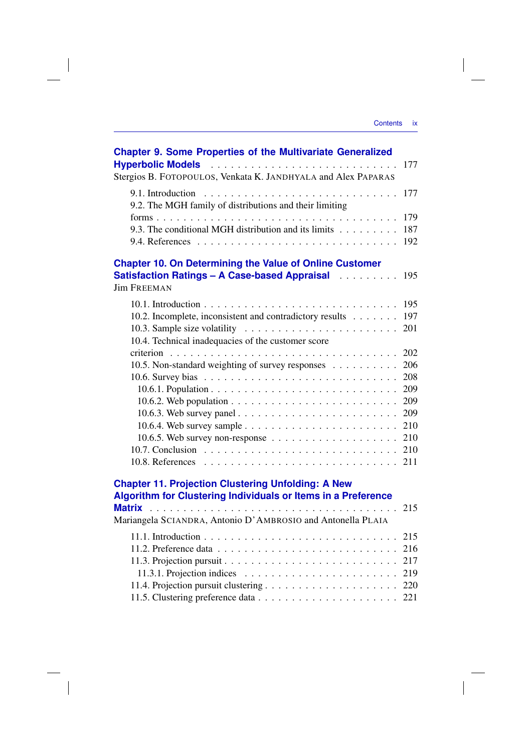**Chapter 9. Some Properties of the Multivariate Generalized Hyperbolic Models** . . . . . . . . . . . . . . . . . . . . . . . . . . 177
Stergios B. FOTOPOULOS, Venkata K. JANDHYALA and Alex PAPARAS

9.1. Introduction . . . . . . . . . . . . . . . . . . . . . . . . . . . 177
9.2. The MGH family of distributions and their limiting forms . . . . . . . . . . . . . . . . . . . . . . . . . . . . . . . . . . 179
9.3. The conditional MGH distribution and its limits . . . . . . . . . 187
9.4. References . . . . . . . . . . . . . . . . . . . . . . . . . . . 192

**Chapter 10. On Determining the Value of Online Customer Satisfaction Ratings – A Case-based Appraisal** . . . . . . . . . 195
Jim FREEMAN

10.1. Introduction . . . . . . . . . . . . . . . . . . . . . . . . . . 195
10.2. Incomplete, inconsistent and contradictory results . . . . . . . 197
10.3. Sample size volatility . . . . . . . . . . . . . . . . . . . . . 201
10.4. Technical inadequacies of the customer score criterion . . . . . . . . . . . . . . . . . . . . . . . . . . . . . . . . 202
10.5. Non-standard weighting of survey responses . . . . . . . . . . 206
10.6. Survey bias . . . . . . . . . . . . . . . . . . . . . . . . . . 208
10.6.1. Population . . . . . . . . . . . . . . . . . . . . . . . . . 209
10.6.2. Web population . . . . . . . . . . . . . . . . . . . . . . . 209
10.6.3. Web survey panel . . . . . . . . . . . . . . . . . . . . . . 209
10.6.4. Web survey sample . . . . . . . . . . . . . . . . . . . . . 210
10.6.5. Web survey non-response . . . . . . . . . . . . . . . . . . 210
10.7. Conclusion . . . . . . . . . . . . . . . . . . . . . . . . . . 210
10.8. References . . . . . . . . . . . . . . . . . . . . . . . . . . 211

**Chapter 11. Projection Clustering Unfolding: A New Algorithm for Clustering Individuals or Items in a Preference Matrix** . . . . . . . . . . . . . . . . . . . . . . . . . . . . . . 215
Mariangela SCIANDRA, Antonio D'AMBROSIO and Antonella PLAIA

11.1. Introduction . . . . . . . . . . . . . . . . . . . . . . . . . . 215
11.2. Preference data . . . . . . . . . . . . . . . . . . . . . . . . 216
11.3. Projection pursuit . . . . . . . . . . . . . . . . . . . . . . . 217
11.3.1. Projection indices . . . . . . . . . . . . . . . . . . . . . 219
11.4. Projection pursuit clustering . . . . . . . . . . . . . . . . . . 220
11.5. Clustering preference data . . . . . . . . . . . . . . . . . . . 221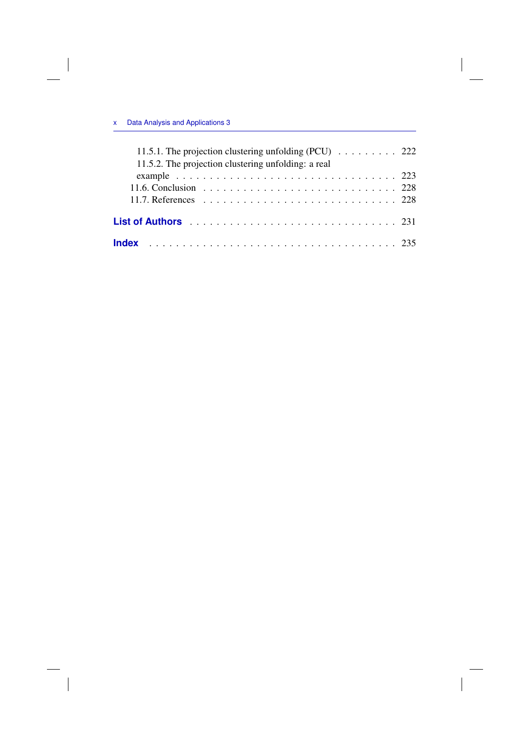11.5.1. The projection clustering unfolding (PCU) . . . . . . . . . 222
11.5.2. The projection clustering unfolding: a real example . . . . . . . . . . . . . . . . . . . . . . . . . . . . . . 223
11.6. Conclusion . . . . . . . . . . . . . . . . . . . . . . . . . . . 228
11.7. References . . . . . . . . . . . . . . . . . . . . . . . . . . . 228

**List of Authors** . . . . . . . . . . . . . . . . . . . . . . . . . . . . . . 231

**Index** . . . . . . . . . . . . . . . . . . . . . . . . . . . . . . . . . . 235